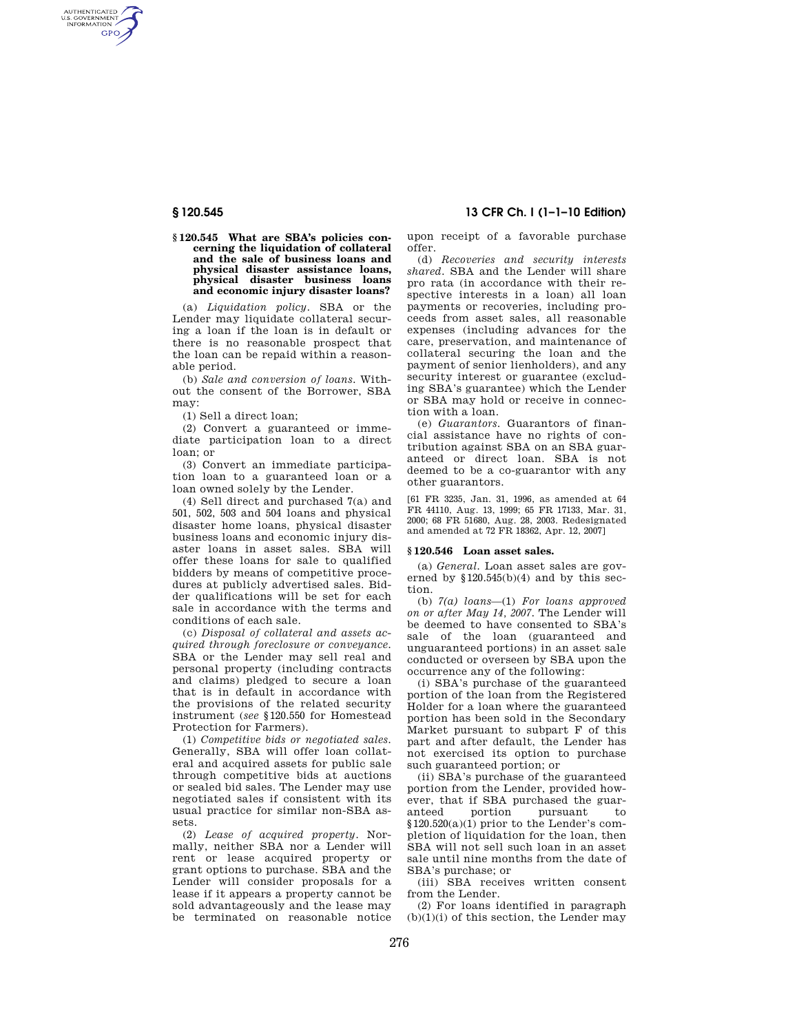### § 120.545 What are SBA's policies concerning the liquidation of collateral and the sale of business loans and physical disaster assistance loans, physical disaster business loans and economic injury disaster loans?

(a) *Liquidation policy.* SBA or the Lender may liquidate collateral securing a loan if the loan is in default or there is no reasonable prospect that the loan can be repaid within a reasonable period.

(b) *Sale and conversion of loans.* Without the consent of the Borrower, SBA may:

(1) Sell a direct loan;

(2) Convert a guaranteed or immediate participation loan to a direct loan; or

(3) Convert an immediate participation loan to a guaranteed loan or a loan owned solely by the Lender.

(4) Sell direct and purchased 7(a) and 501, 502, 503 and 504 loans and physical disaster home loans, physical disaster business loans and economic injury disaster loans in asset sales. SBA will offer these loans for sale to qualified bidders by means of competitive procedures at publicly advertised sales. Bidder qualifications will be set for each sale in accordance with the terms and conditions of each sale.

(c) *Disposal of collateral and assets acquired through foreclosure or conveyance.* SBA or the Lender may sell real and personal property (including contracts and claims) pledged to secure a loan that is in default in accordance with the provisions of the related security instrument (*see* §120.550 for Homestead Protection for Farmers).

(1) *Competitive bids or negotiated sales.* Generally, SBA will offer loan collateral and acquired assets for public sale through competitive bids at auctions or sealed bid sales. The Lender may use negotiated sales if consistent with its usual practice for similar non-SBA assets.

(2) *Lease of acquired property.* Normally, neither SBA nor a Lender will rent or lease acquired property or grant options to purchase. SBA and the Lender will consider proposals for a lease if it appears a property cannot be sold advantageously and the lease may be terminated on reasonable notice upon receipt of a favorable purchase offer.

(d) *Recoveries and security interests shared.* SBA and the Lender will share pro rata (in accordance with their respective interests in a loan) all loan payments or recoveries, including proceeds from asset sales, all reasonable expenses (including advances for the care, preservation, and maintenance of collateral securing the loan and the payment of senior lienholders), and any security interest or guarantee (excluding SBA's guarantee) which the Lender or SBA may hold or receive in connection with a loan.

(e) *Guarantors.* Guarantors of financial assistance have no rights of contribution against SBA on an SBA guaranteed or direct loan. SBA is not deemed to be a co-guarantor with any other guarantors.

[61 FR 3235, Jan. 31, 1996, as amended at 64 FR 44110, Aug. 13, 1999; 65 FR 17133, Mar. 31, 2000; 68 FR 51680, Aug. 28, 2003. Redesignated and amended at 72 FR 18362, Apr. 12, 2007]

### § 120.546 Loan asset sales.

(a) *General.* Loan asset sales are governed by §120.545(b)(4) and by this section.

(b) *7(a) loans*—(1) *For loans approved on or after May 14, 2007.* The Lender will be deemed to have consented to SBA's sale of the loan (guaranteed and unguaranteed portions) in an asset sale conducted or overseen by SBA upon the occurrence any of the following:

(i) SBA's purchase of the guaranteed portion of the loan from the Registered Holder for a loan where the guaranteed portion has been sold in the Secondary Market pursuant to subpart F of this part and after default, the Lender has not exercised its option to purchase such guaranteed portion; or

(ii) SBA's purchase of the guaranteed portion from the Lender, provided however, that if SBA purchased the guaranteed portion pursuant to §120.520(a)(1) prior to the Lender's completion of liquidation for the loan, then SBA will not sell such loan in an asset sale until nine months from the date of SBA's purchase; or

(iii) SBA receives written consent from the Lender.

(2) For loans identified in paragraph (b)(1)(i) of this section, the Lender may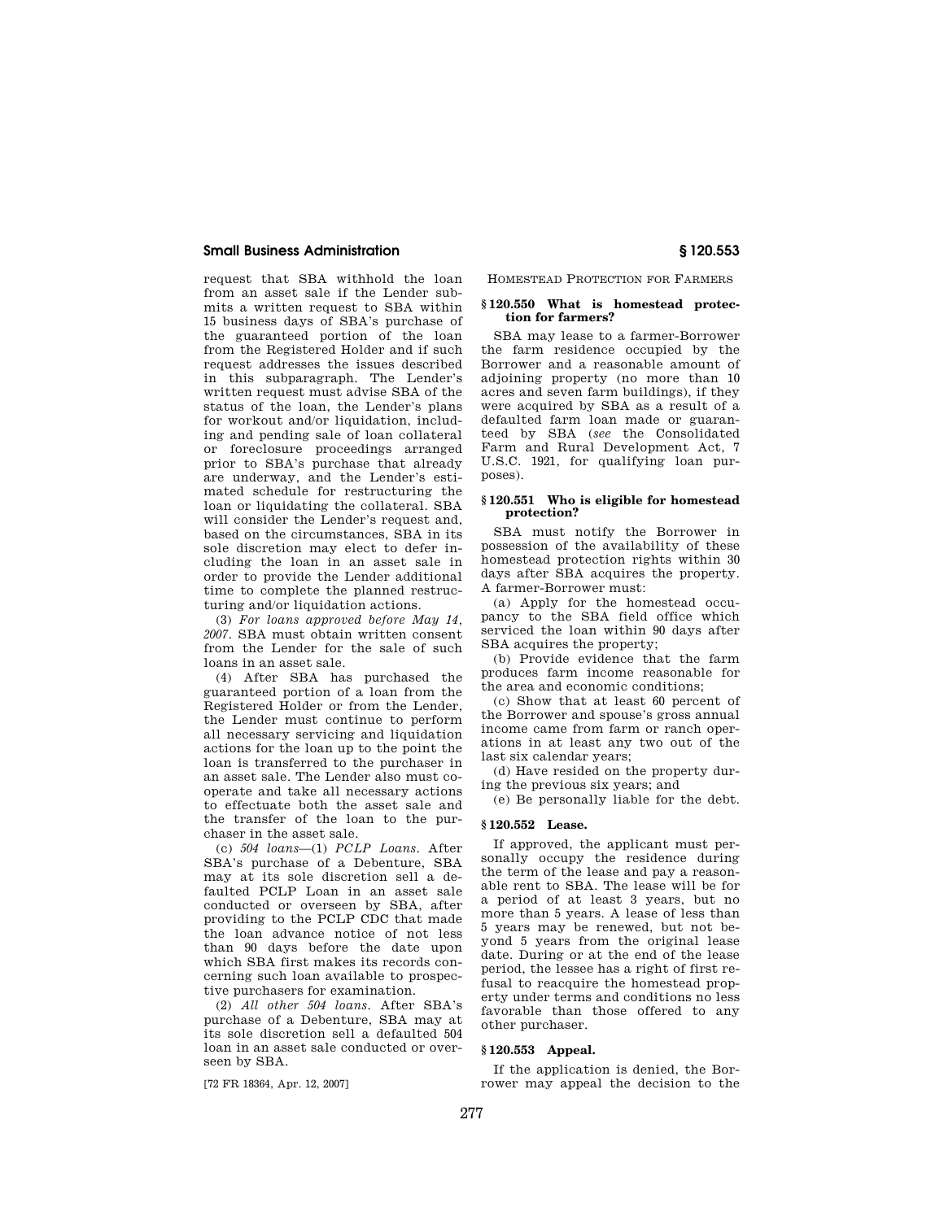request that SBA withhold the loan from an asset sale if the Lender submits a written request to SBA within 15 business days of SBA's purchase of the guaranteed portion of the loan from the Registered Holder and if such request addresses the issues described in this subparagraph. The Lender's written request must advise SBA of the status of the loan, the Lender's plans for workout and/or liquidation, including and pending sale of loan collateral or foreclosure proceedings arranged prior to SBA's purchase that already are underway, and the Lender's estimated schedule for restructuring the loan or liquidating the collateral. SBA will consider the Lender's request and, based on the circumstances, SBA in its sole discretion may elect to defer including the loan in an asset sale in order to provide the Lender additional time to complete the planned restructuring and/or liquidation actions.

(3) *For loans approved before May 14, 2007.* SBA must obtain written consent from the Lender for the sale of such loans in an asset sale.

(4) After SBA has purchased the guaranteed portion of a loan from the Registered Holder or from the Lender, the Lender must continue to perform all necessary servicing and liquidation actions for the loan up to the point the loan is transferred to the purchaser in an asset sale. The Lender also must cooperate and take all necessary actions to effectuate both the asset sale and the transfer of the loan to the purchaser in the asset sale.

(c) *504 loans*—(1) *PCLP Loans.* After SBA's purchase of a Debenture, SBA may at its sole discretion sell a defaulted PCLP Loan in an asset sale conducted or overseen by SBA, after providing to the PCLP CDC that made the loan advance notice of not less than 90 days before the date upon which SBA first makes its records concerning such loan available to prospective purchasers for examination.

(2) *All other 504 loans.* After SBA's purchase of a Debenture, SBA may at its sole discretion sell a defaulted 504 loan in an asset sale conducted or overseen by SBA.

[72 FR 18364, Apr. 12, 2007]

## HOMESTEAD PROTECTION FOR FARMERS

### § 120.550 What is homestead protection for farmers?

SBA may lease to a farmer-Borrower the farm residence occupied by the Borrower and a reasonable amount of adjoining property (no more than 10 acres and seven farm buildings), if they were acquired by SBA as a result of a defaulted farm loan made or guaranteed by SBA (*see* the Consolidated Farm and Rural Development Act, 7 U.S.C. 1921, for qualifying loan purposes).

### § 120.551 Who is eligible for homestead protection?

SBA must notify the Borrower in possession of the availability of these homestead protection rights within 30 days after SBA acquires the property. A farmer-Borrower must:

(a) Apply for the homestead occupancy to the SBA field office which serviced the loan within 90 days after SBA acquires the property;

(b) Provide evidence that the farm produces farm income reasonable for the area and economic conditions;

(c) Show that at least 60 percent of the Borrower and spouse's gross annual income came from farm or ranch operations in at least any two out of the last six calendar years;

(d) Have resided on the property during the previous six years; and

(e) Be personally liable for the debt.

### § 120.552 Lease.

If approved, the applicant must personally occupy the residence during the term of the lease and pay a reasonable rent to SBA. The lease will be for a period of at least 3 years, but no more than 5 years. A lease of less than 5 years may be renewed, but not beyond 5 years from the original lease date. During or at the end of the lease period, the lessee has a right of first refusal to reacquire the homestead property under terms and conditions no less favorable than those offered to any other purchaser.

### § 120.553 Appeal.

If the application is denied, the Borrower may appeal the decision to the